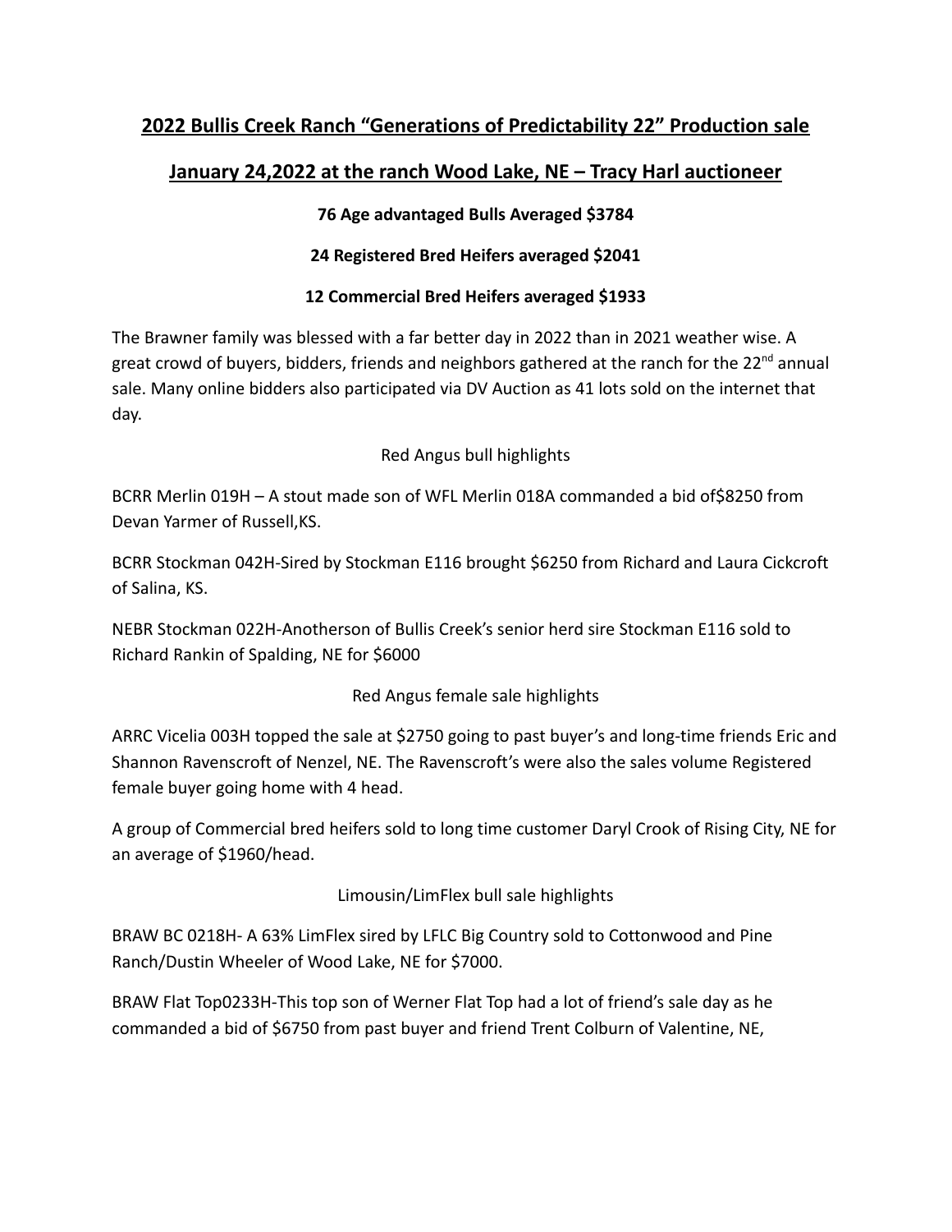## 2022 Bullis Creek Ranch "Generations of Predictability 22" Production sale

## January 24,2022 at the ranch Wood Lake, NE – Tracy Harl auctioneer

**76 Age advantaged Bulls Averaged $3784**

**24 Registered Bred Heifers averaged $2041**

**12 Commercial Bred Heifers averaged $1933**

The Brawner family was blessed with a far better day in 2022 than in 2021 weather wise. A great crowd of buyers, bidders, friends and neighbors gathered at the ranch for the 22nd annual sale. Many online bidders also participated via DV Auction as 41 lots sold on the internet that day.

Red Angus bull highlights

BCRR Merlin 019H – A stout made son of WFL Merlin 018A commanded a bid of$8250 from Devan Yarmer of Russell,KS.

BCRR Stockman 042H-Sired by Stockman E116 brought $6250 from Richard and Laura Cickcroft of Salina, KS.

NEBR Stockman 022H-Anotherson of Bullis Creek's senior herd sire Stockman E116 sold to Richard Rankin of Spalding, NE for $6000

Red Angus female sale highlights

ARRC Vicelia 003H topped the sale at $2750 going to past buyer's and long-time friends Eric and Shannon Ravenscroft of Nenzel, NE. The Ravenscroft's were also the sales volume Registered female buyer going home with 4 head.

A group of Commercial bred heifers sold to long time customer Daryl Crook of Rising City, NE for an average of $1960/head.

Limousin/LimFlex bull sale highlights

BRAW BC 0218H- A 63% LimFlex sired by LFLC Big Country sold to Cottonwood and Pine Ranch/Dustin Wheeler of Wood Lake, NE for $7000.

BRAW Flat Top0233H-This top son of Werner Flat Top had a lot of friend's sale day as he commanded a bid of $6750 from past buyer and friend Trent Colburn of Valentine, NE,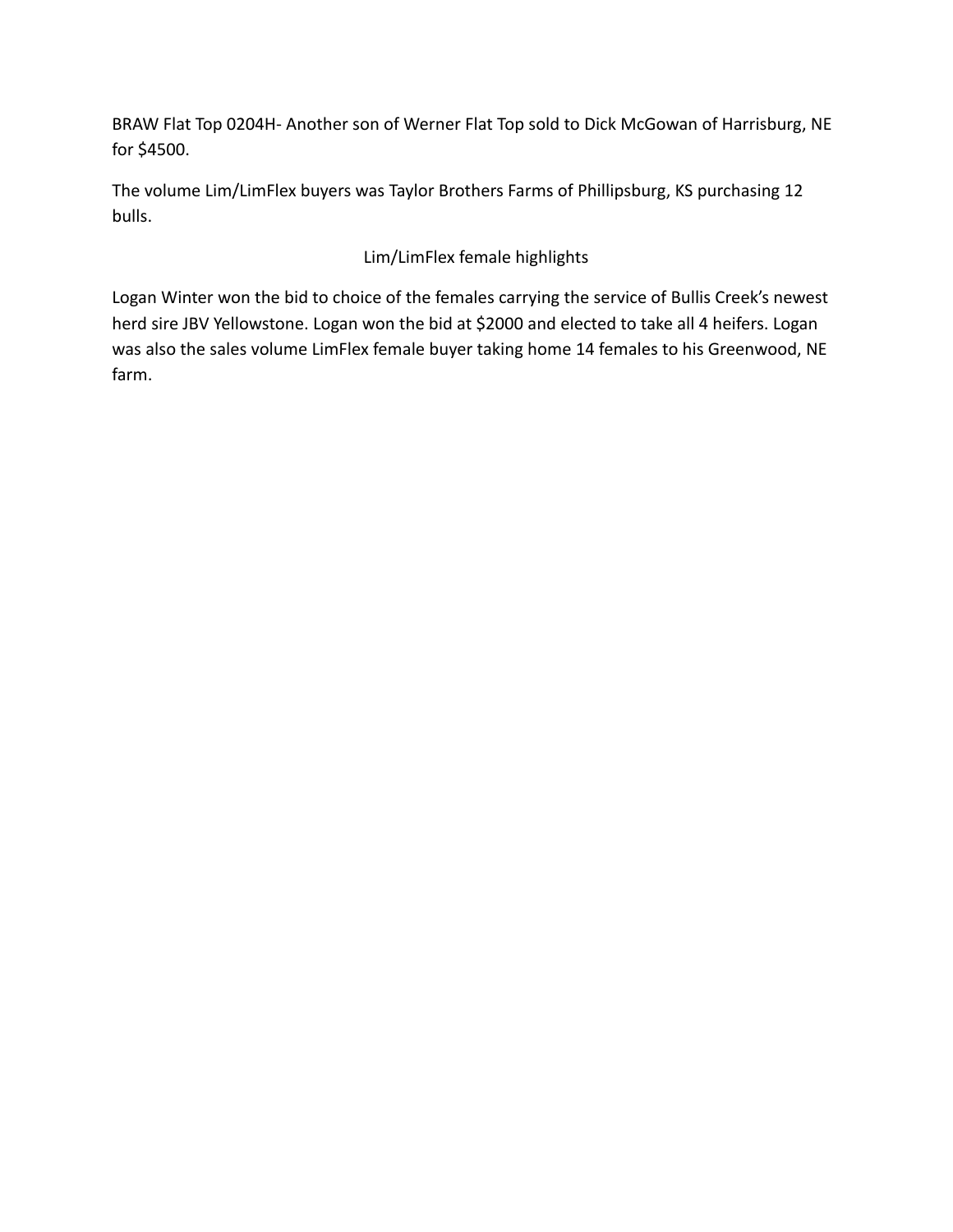BRAW Flat Top 0204H- Another son of Werner Flat Top sold to Dick McGowan of Harrisburg, NE for $4500.

The volume Lim/LimFlex buyers was Taylor Brothers Farms of Phillipsburg, KS purchasing 12 bulls.

## Lim/LimFlex female highlights

Logan Winter won the bid to choice of the females carrying the service of Bullis Creek's newest herd sire JBV Yellowstone. Logan won the bid at $2000 and elected to take all 4 heifers. Logan was also the sales volume LimFlex female buyer taking home 14 females to his Greenwood, NE farm.